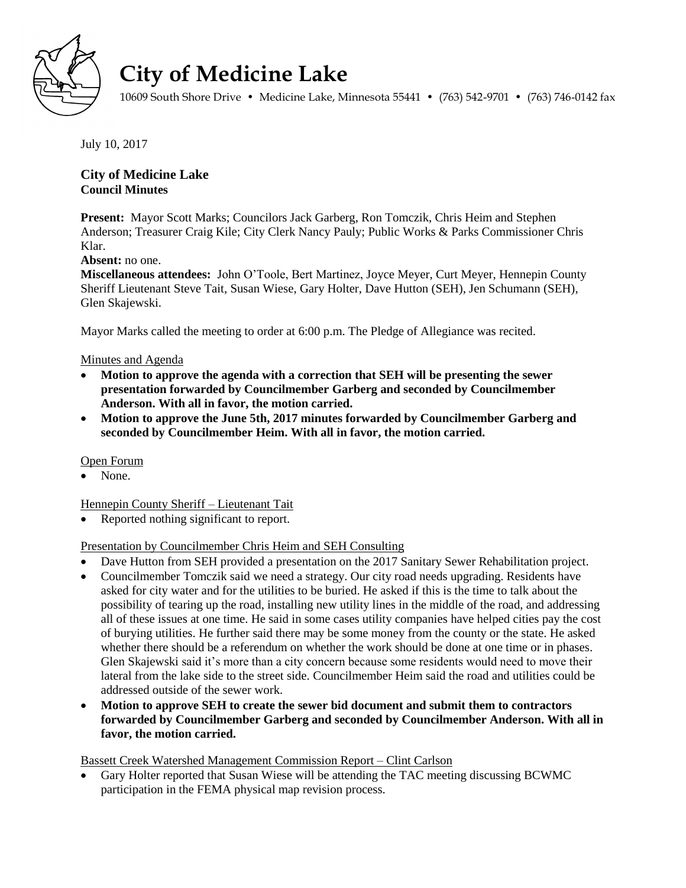# City of Medicine Lake

10609 South Shore Drive • Medicine Lake, Minnesota 55441 • (763) 542-9701 • (763) 746-0142 fax

July 10, 2017

**City of Medicine Lake**
**Council Minutes**

**Present:** Mayor Scott Marks; Councilors Jack Garberg, Ron Tomczik, Chris Heim and Stephen Anderson; Treasurer Craig Kile; City Clerk Nancy Pauly; Public Works & Parks Commissioner Chris Klar.

**Absent:** no one.

**Miscellaneous attendees:** John O'Toole, Bert Martinez, Joyce Meyer, Curt Meyer, Hennepin County Sheriff Lieutenant Steve Tait, Susan Wiese, Gary Holter, Dave Hutton (SEH), Jen Schumann (SEH), Glen Skajewski.

Mayor Marks called the meeting to order at 6:00 p.m. The Pledge of Allegiance was recited.

<u>Minutes and Agenda</u>

- **Motion to approve the agenda with a correction that SEH will be presenting the sewer presentation forwarded by Councilmember Garberg and seconded by Councilmember Anderson. With all in favor, the motion carried.**
- **Motion to approve the June 5th, 2017 minutes forwarded by Councilmember Garberg and seconded by Councilmember Heim. With all in favor, the motion carried.**

<u>Open Forum</u>

- None.

<u>Hennepin County Sheriff – Lieutenant Tait</u>

- Reported nothing significant to report.

<u>Presentation by Councilmember Chris Heim and SEH Consulting</u>

- Dave Hutton from SEH provided a presentation on the 2017 Sanitary Sewer Rehabilitation project.
- Councilmember Tomczik said we need a strategy. Our city road needs upgrading. Residents have asked for city water and for the utilities to be buried. He asked if this is the time to talk about the possibility of tearing up the road, installing new utility lines in the middle of the road, and addressing all of these issues at one time. He said in some cases utility companies have helped cities pay the cost of burying utilities. He further said there may be some money from the county or the state. He asked whether there should be a referendum on whether the work should be done at one time or in phases. Glen Skajewski said it's more than a city concern because some residents would need to move their lateral from the lake side to the street side. Councilmember Heim said the road and utilities could be addressed outside of the sewer work.
- **Motion to approve SEH to create the sewer bid document and submit them to contractors forwarded by Councilmember Garberg and seconded by Councilmember Anderson. With all in favor, the motion carried.**

<u>Bassett Creek Watershed Management Commission Report – Clint Carlson</u>

- Gary Holter reported that Susan Wiese will be attending the TAC meeting discussing BCWMC participation in the FEMA physical map revision process.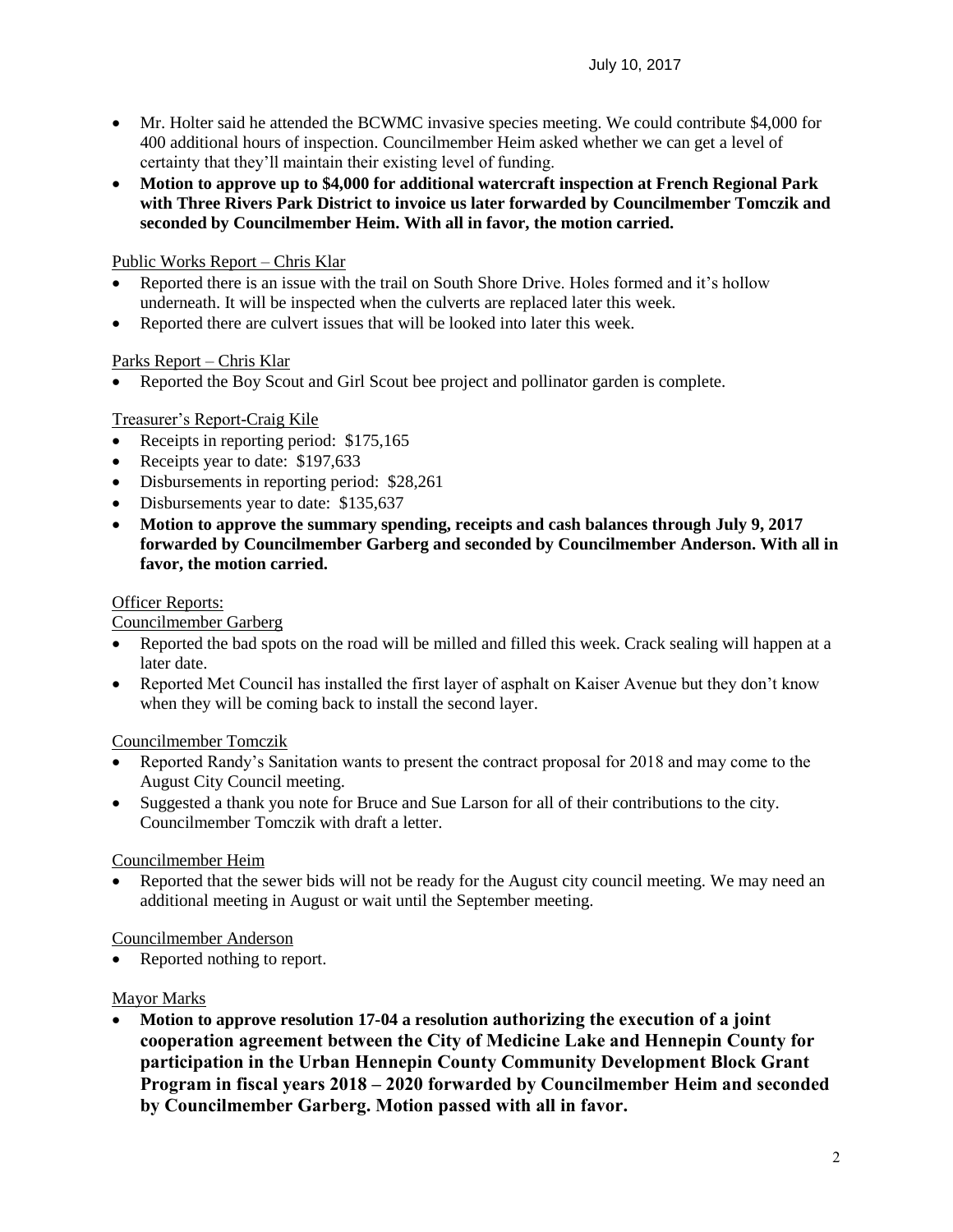- Mr. Holter said he attended the BCWMC invasive species meeting. We could contribute $4,000 for 400 additional hours of inspection. Councilmember Heim asked whether we can get a level of certainty that they'll maintain their existing level of funding.
- **Motion to approve up to $4,000 for additional watercraft inspection at French Regional Park with Three Rivers Park District to invoice us later forwarded by Councilmember Tomczik and seconded by Councilmember Heim. With all in favor, the motion carried.**

Public Works Report – Chris Klar

- Reported there is an issue with the trail on South Shore Drive. Holes formed and it's hollow underneath. It will be inspected when the culverts are replaced later this week.
- Reported there are culvert issues that will be looked into later this week.

Parks Report – Chris Klar

- Reported the Boy Scout and Girl Scout bee project and pollinator garden is complete.

Treasurer's Report-Craig Kile

- Receipts in reporting period: $175,165
- Receipts year to date: $197,633
- Disbursements in reporting period: $28,261
- Disbursements year to date: $135,637
- **Motion to approve the summary spending, receipts and cash balances through July 9, 2017 forwarded by Councilmember Garberg and seconded by Councilmember Anderson. With all in favor, the motion carried.**

Officer Reports:

Councilmember Garberg

- Reported the bad spots on the road will be milled and filled this week. Crack sealing will happen at a later date.
- Reported Met Council has installed the first layer of asphalt on Kaiser Avenue but they don't know when they will be coming back to install the second layer.

Councilmember Tomczik

- Reported Randy's Sanitation wants to present the contract proposal for 2018 and may come to the August City Council meeting.
- Suggested a thank you note for Bruce and Sue Larson for all of their contributions to the city. Councilmember Tomczik with draft a letter.

Councilmember Heim

- Reported that the sewer bids will not be ready for the August city council meeting. We may need an additional meeting in August or wait until the September meeting.

Councilmember Anderson

- Reported nothing to report.

Mayor Marks

- **Motion to approve resolution 17-04 a resolution authorizing the execution of a joint cooperation agreement between the City of Medicine Lake and Hennepin County for participation in the Urban Hennepin County Community Development Block Grant Program in fiscal years 2018 – 2020 forwarded by Councilmember Heim and seconded by Councilmember Garberg. Motion passed with all in favor.**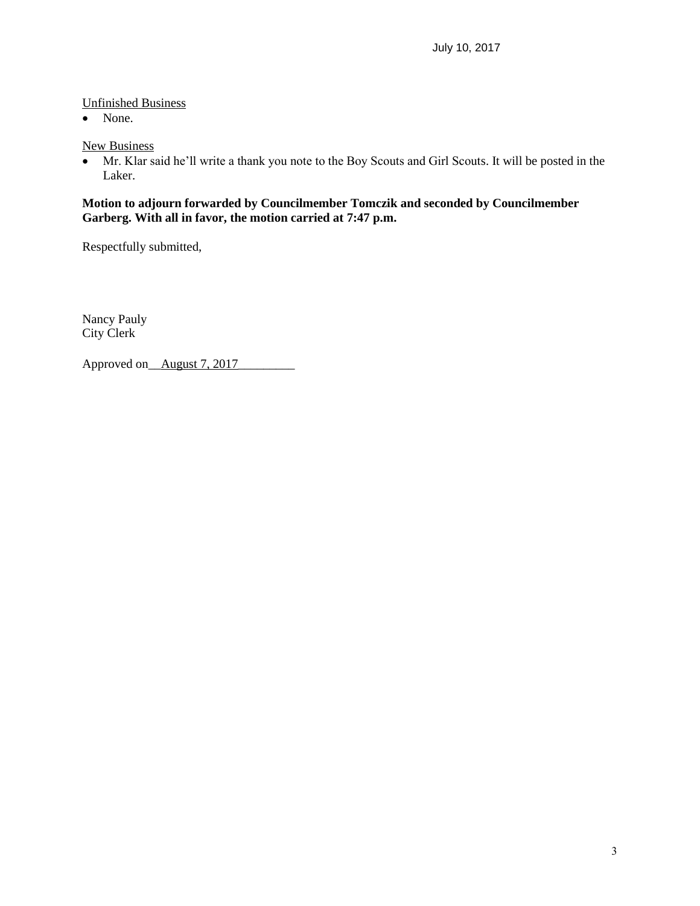Unfinished Business

- None.

New Business

- Mr. Klar said he'll write a thank you note to the Boy Scouts and Girl Scouts. It will be posted in the Laker.

**Motion to adjourn forwarded by Councilmember Tomczik and seconded by Councilmember Garberg. With all in favor, the motion carried at 7:47 p.m.**

Respectfully submitted,

Nancy Pauly
City Clerk

Approved on__August 7, 2017_________